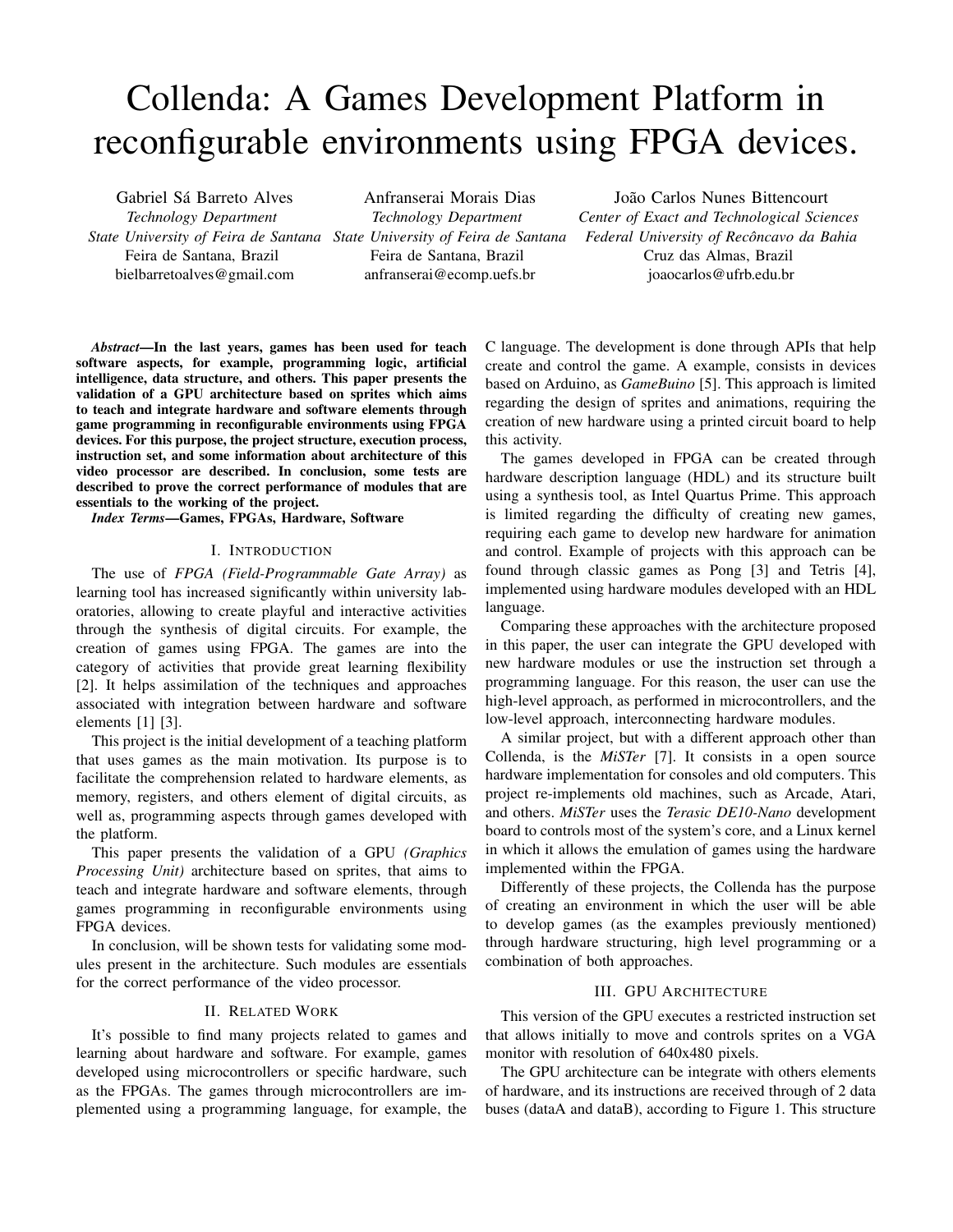# Collenda: A Games Development Platform in reconfigurable environments using FPGA devices.

Gabriel Sá Barreto Alves
*Technology Department*
*State University of Feira de Santana*
Feira de Santana, Brazil
bielbarretoalves@gmail.com

Anfranserai Morais Dias
*Technology Department*
*State University of Feira de Santana*
Feira de Santana, Brazil
anfranserai@ecomp.uefs.br

João Carlos Nunes Bittencourt
*Center of Exact and Technological Sciences*
*Federal University of Recôncavo da Bahia*
Cruz das Almas, Brazil
joaocarlos@ufrb.edu.br

***Abstract*—In the last years, games has been used for teach software aspects, for example, programming logic, artificial intelligence, data structure, and others. This paper presents the validation of a GPU architecture based on sprites which aims to teach and integrate hardware and software elements through game programming in reconfigurable environments using FPGA devices. For this purpose, the project structure, execution process, instruction set, and some information about architecture of this video processor are described. In conclusion, some tests are described to prove the correct performance of modules that are essentials to the working of the project.**

***Index Terms*—Games, FPGAs, Hardware, Software**

## I. Introduction

The use of *FPGA (Field-Programmable Gate Array)* as learning tool has increased significantly within university laboratories, allowing to create playful and interactive activities through the synthesis of digital circuits. For example, the creation of games using FPGA. The games are into the category of activities that provide great learning flexibility [2]. It helps assimilation of the techniques and approaches associated with integration between hardware and software elements [1] [3].

This project is the initial development of a teaching platform that uses games as the main motivation. Its purpose is to facilitate the comprehension related to hardware elements, as memory, registers, and others element of digital circuits, as well as, programming aspects through games developed with the platform.

This paper presents the validation of a GPU *(Graphics Processing Unit)* architecture based on sprites, that aims to teach and integrate hardware and software elements, through games programming in reconfigurable environments using FPGA devices.

In conclusion, will be shown tests for validating some modules present in the architecture. Such modules are essentials for the correct performance of the video processor.

## II. Related Work

It's possible to find many projects related to games and learning about hardware and software. For example, games developed using microcontrollers or specific hardware, such as the FPGAs. The games through microcontrollers are implemented using a programming language, for example, the C language. The development is done through APIs that help create and control the game. A example, consists in devices based on Arduino, as *GameBuino* [5]. This approach is limited regarding the design of sprites and animations, requiring the creation of new hardware using a printed circuit board to help this activity.

The games developed in FPGA can be created through hardware description language (HDL) and its structure built using a synthesis tool, as Intel Quartus Prime. This approach is limited regarding the difficulty of creating new games, requiring each game to develop new hardware for animation and control. Example of projects with this approach can be found through classic games as Pong [3] and Tetris [4], implemented using hardware modules developed with an HDL language.

Comparing these approaches with the architecture proposed in this paper, the user can integrate the GPU developed with new hardware modules or use the instruction set through a programming language. For this reason, the user can use the high-level approach, as performed in microcontrollers, and the low-level approach, interconnecting hardware modules.

A similar project, but with a different approach other than Collenda, is the *MiSTer* [7]. It consists in a open source hardware implementation for consoles and old computers. This project re-implements old machines, such as Arcade, Atari, and others. *MiSTer* uses the *Terasic DE10-Nano* development board to controls most of the system's core, and a Linux kernel in which it allows the emulation of games using the hardware implemented within the FPGA.

Differently of these projects, the Collenda has the purpose of creating an environment in which the user will be able to develop games (as the examples previously mentioned) through hardware structuring, high level programming or a combination of both approaches.

## III. GPU Architecture

This version of the GPU executes a restricted instruction set that allows initially to move and controls sprites on a VGA monitor with resolution of 640x480 pixels.

The GPU architecture can be integrate with others elements of hardware, and its instructions are received through of 2 data buses (dataA and dataB), according to Figure 1. This structure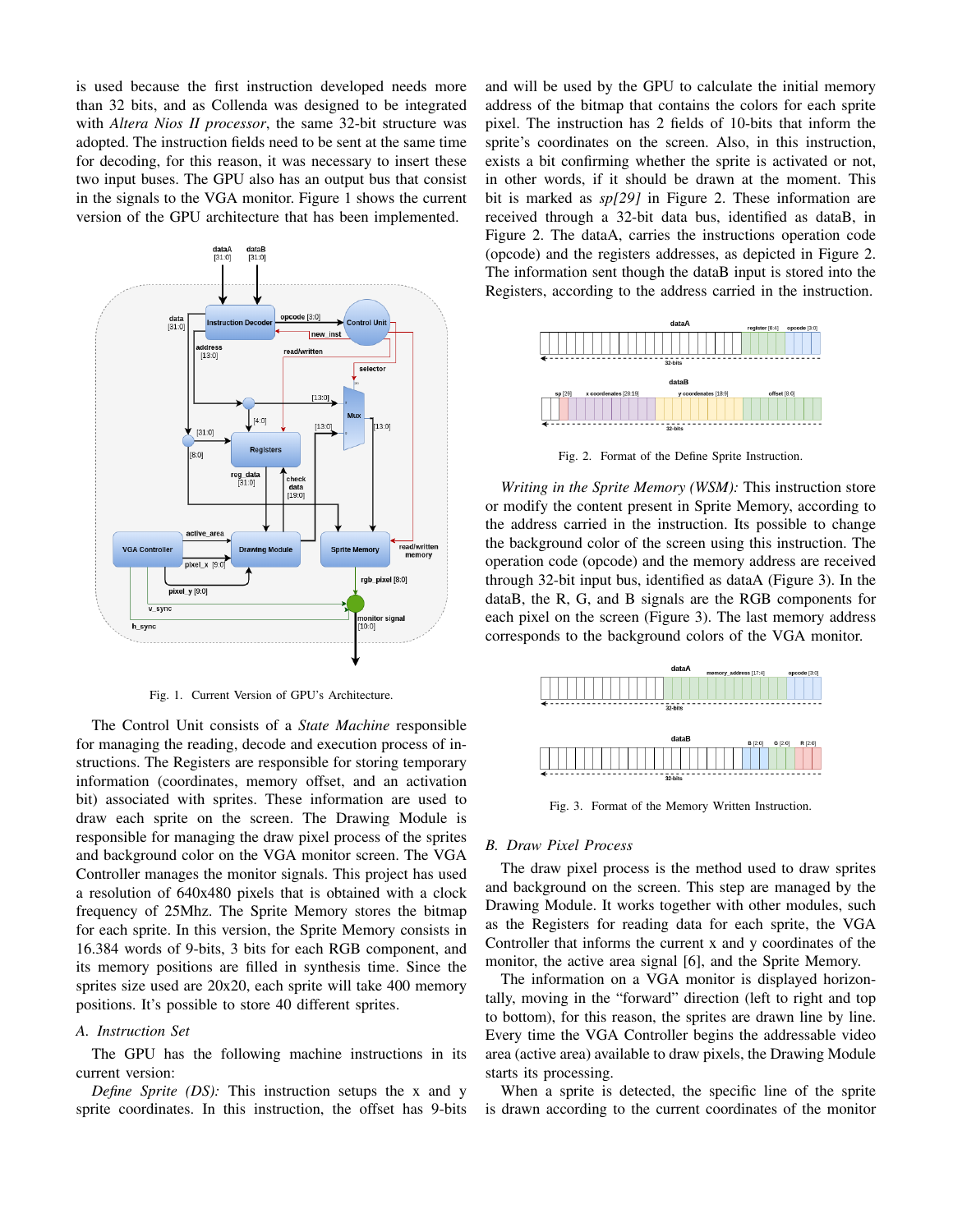is used because the first instruction developed needs more than 32 bits, and as Collenda was designed to be integrated with *Altera Nios II processor*, the same 32-bit structure was adopted. The instruction fields need to be sent at the same time for decoding, for this reason, it was necessary to insert these two input buses. The GPU also has an output bus that consist in the signals to the VGA monitor. Figure 1 shows the current version of the GPU architecture that has been implemented.

Fig. 1. Current Version of GPU's Architecture.

The Control Unit consists of a *State Machine* responsible for managing the reading, decode and execution process of instructions. The Registers are responsible for storing temporary information (coordinates, memory offset, and an activation bit) associated with sprites. These information are used to draw each sprite on the screen. The Drawing Module is responsible for managing the draw pixel process of the sprites and background color on the VGA monitor screen. The VGA Controller manages the monitor signals. This project has used a resolution of 640x480 pixels that is obtained with a clock frequency of 25Mhz. The Sprite Memory stores the bitmap for each sprite. In this version, the Sprite Memory consists in 16.384 words of 9-bits, 3 bits for each RGB component, and its memory positions are filled in synthesis time. Since the sprites size used are 20x20, each sprite will take 400 memory positions. It's possible to store 40 different sprites.

## A. Instruction Set

The GPU has the following machine instructions in its current version:

*Define Sprite (DS):* This instruction setups the x and y sprite coordinates. In this instruction, the offset has 9-bits and will be used by the GPU to calculate the initial memory address of the bitmap that contains the colors for each sprite pixel. The instruction has 2 fields of 10-bits that inform the sprite's coordinates on the screen. Also, in this instruction, exists a bit confirming whether the sprite is activated or not, in other words, if it should be drawn at the moment. This bit is marked as *sp[29]* in Figure 2. These information are received through a 32-bit data bus, identified as dataB, in Figure 2. The dataA, carries the instructions operation code (opcode) and the registers addresses, as depicted in Figure 2. The information sent though the dataB input is stored into the Registers, according to the address carried in the instruction.

Fig. 2. Format of the Define Sprite Instruction.

*Writing in the Sprite Memory (WSM):* This instruction store or modify the content present in Sprite Memory, according to the address carried in the instruction. Its possible to change the background color of the screen using this instruction. The operation code (opcode) and the memory address are received through 32-bit input bus, identified as dataA (Figure 3). In the dataB, the R, G, and B signals are the RGB components for each pixel on the screen (Figure 3). The last memory address corresponds to the background colors of the VGA monitor.

Fig. 3. Format of the Memory Written Instruction.

## B. Draw Pixel Process

The draw pixel process is the method used to draw sprites and background on the screen. This step are managed by the Drawing Module. It works together with other modules, such as the Registers for reading data for each sprite, the VGA Controller that informs the current x and y coordinates of the monitor, the active area signal [6], and the Sprite Memory.

The information on a VGA monitor is displayed horizontally, moving in the "forward" direction (left to right and top to bottom), for this reason, the sprites are drawn line by line. Every time the VGA Controller begins the addressable video area (active area) available to draw pixels, the Drawing Module starts its processing.

When a sprite is detected, the specific line of the sprite is drawn according to the current coordinates of the monitor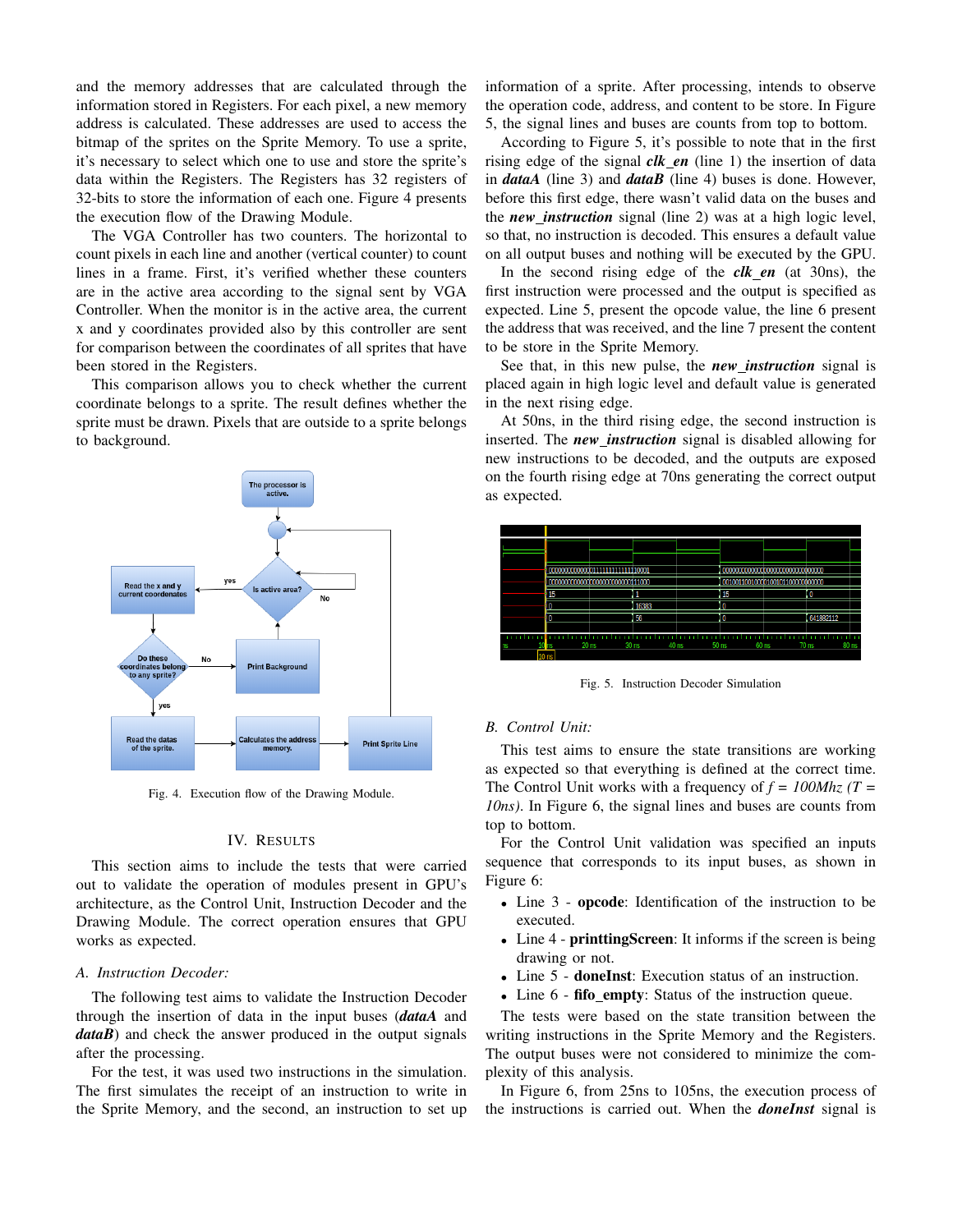and the memory addresses that are calculated through the information stored in Registers. For each pixel, a new memory address is calculated. These addresses are used to access the bitmap of the sprites on the Sprite Memory. To use a sprite, it's necessary to select which one to use and store the sprite's data within the Registers. The Registers has 32 registers of 32-bits to store the information of each one. Figure 4 presents the execution flow of the Drawing Module.

The VGA Controller has two counters. The horizontal to count pixels in each line and another (vertical counter) to count lines in a frame. First, it's verified whether these counters are in the active area according to the signal sent by VGA Controller. When the monitor is in the active area, the current x and y coordinates provided also by this controller are sent for comparison between the coordinates of all sprites that have been stored in the Registers.

This comparison allows you to check whether the current coordinate belongs to a sprite. The result defines whether the sprite must be drawn. Pixels that are outside to a sprite belongs to background.

Fig. 4. Execution flow of the Drawing Module.

## IV. Results

This section aims to include the tests that were carried out to validate the operation of modules present in GPU's architecture, as the Control Unit, Instruction Decoder and the Drawing Module. The correct operation ensures that GPU works as expected.

### A. Instruction Decoder:

The following test aims to validate the Instruction Decoder through the insertion of data in the input buses (***dataA*** and ***dataB***) and check the answer produced in the output signals after the processing.

For the test, it was used two instructions in the simulation. The first simulates the receipt of an instruction to write in the Sprite Memory, and the second, an instruction to set up information of a sprite. After processing, intends to observe the operation code, address, and content to be store. In Figure 5, the signal lines and buses are counts from top to bottom.

According to Figure 5, it's possible to note that in the first rising edge of the signal ***clk_en*** (line 1) the insertion of data in ***dataA*** (line 3) and ***dataB*** (line 4) buses is done. However, before this first edge, there wasn't valid data on the buses and the ***new_instruction*** signal (line 2) was at a high logic level, so that, no instruction is decoded. This ensures a default value on all output buses and nothing will be executed by the GPU.

In the second rising edge of the ***clk_en*** (at 30ns), the first instruction were processed and the output is specified as expected. Line 5, present the opcode value, the line 6 present the address that was received, and the line 7 present the content to be store in the Sprite Memory.

See that, in this new pulse, the ***new_instruction*** signal is placed again in high logic level and default value is generated in the next rising edge.

At 50ns, in the third rising edge, the second instruction is inserted. The ***new_instruction*** signal is disabled allowing for new instructions to be decoded, and the outputs are exposed on the fourth rising edge at 70ns generating the correct output as expected.

Fig. 5. Instruction Decoder Simulation

### B. Control Unit:

This test aims to ensure the state transitions are working as expected so that everything is defined at the correct time. The Control Unit works with a frequency of *f = 100Mhz (T = 10ns)*. In Figure 6, the signal lines and buses are counts from top to bottom.

For the Control Unit validation was specified an inputs sequence that corresponds to its input buses, as shown in Figure 6:

- Line 3 - **opcode**: Identification of the instruction to be executed.
- Line 4 - **printtingScreen**: It informs if the screen is being drawing or not.
- Line 5 - **doneInst**: Execution status of an instruction.
- Line 6 - **fifo_empty**: Status of the instruction queue.

The tests were based on the state transition between the writing instructions in the Sprite Memory and the Registers. The output buses were not considered to minimize the complexity of this analysis.

In Figure 6, from 25ns to 105ns, the execution process of the instructions is carried out. When the ***doneInst*** signal is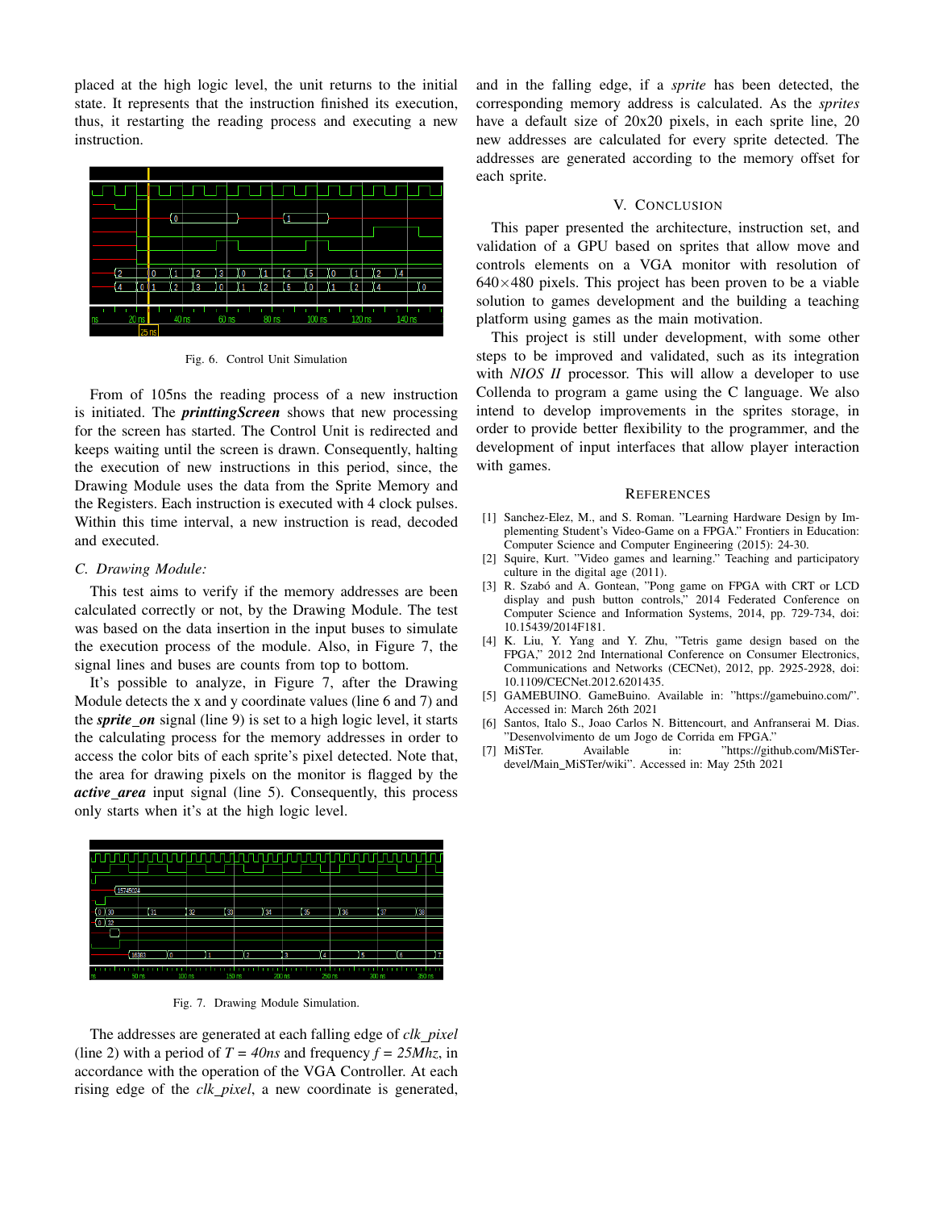placed at the high logic level, the unit returns to the initial state. It represents that the instruction finished its execution, thus, it restarting the reading process and executing a new instruction.

ns 20 ns 25 ns 40 ns 60 ns 80 ns 100 ns 120 ns 140 ns

Fig. 6. Control Unit Simulation

From of 105ns the reading process of a new instruction is initiated. The ***printtingScreen*** shows that new processing for the screen has started. The Control Unit is redirected and keeps waiting until the screen is drawn. Consequently, halting the execution of new instructions in this period, since, the Drawing Module uses the data from the Sprite Memory and the Registers. Each instruction is executed with 4 clock pulses. Within this time interval, a new instruction is read, decoded and executed.

### C. Drawing Module:

This test aims to verify if the memory addresses are been calculated correctly or not, by the Drawing Module. The test was based on the data insertion in the input buses to simulate the execution process of the module. Also, in Figure 7, the signal lines and buses are counts from top to bottom.

It's possible to analyze, in Figure 7, after the Drawing Module detects the x and y coordinate values (line 6 and 7) and the ***sprite_on*** signal (line 9) is set to a high logic level, it starts the calculating process for the memory addresses in order to access the color bits of each sprite's pixel detected. Note that, the area for drawing pixels on the monitor is flagged by the ***active_area*** input signal (line 5). Consequently, this process only starts when it's at the high logic level.

ns 50 ns 100 ns 150 ns 200 ns 250 ns 300 ns 350 ns

Fig. 7. Drawing Module Simulation.

The addresses are generated at each falling edge of *clk_pixel* (line 2) with a period of $T = 40ns$ and frequency $f = 25Mhz$, in accordance with the operation of the VGA Controller. At each rising edge of the *clk_pixel*, a new coordinate is generated, and in the falling edge, if a *sprite* has been detected, the corresponding memory address is calculated. As the *sprites* have a default size of 20x20 pixels, in each sprite line, 20 new addresses are calculated for every sprite detected. The addresses are generated according to the memory offset for each sprite.

## V. Conclusion

This paper presented the architecture, instruction set, and validation of a GPU based on sprites that allow move and controls elements on a VGA monitor with resolution of $640\times480$ pixels. This project has been proven to be a viable solution to games development and the building a teaching platform using games as the main motivation.

This project is still under development, with some other steps to be improved and validated, such as its integration with *NIOS II* processor. This will allow a developer to use Collenda to program a game using the C language. We also intend to develop improvements in the sprites storage, in order to provide better flexibility to the programmer, and the development of input interfaces that allow player interaction with games.

## References

[1] Sanchez-Elez, M., and S. Roman. "Learning Hardware Design by Implementing Student's Video-Game on a FPGA." Frontiers in Education: Computer Science and Computer Engineering (2015): 24-30.

[2] Squire, Kurt. "Video games and learning." Teaching and participatory culture in the digital age (2011).

[3] R. Szabó and A. Gontean, "Pong game on FPGA with CRT or LCD display and push button controls," 2014 Federated Conference on Computer Science and Information Systems, 2014, pp. 729-734, doi: 10.15439/2014F181.

[4] K. Liu, Y. Yang and Y. Zhu, "Tetris game design based on the FPGA," 2012 2nd International Conference on Consumer Electronics, Communications and Networks (CECNet), 2012, pp. 2925-2928, doi: 10.1109/CECNet.2012.6201435.

[5] GAMEBUINO. GameBuino. Available in: "https://gamebuino.com/". Accessed in: March 26th 2021

[6] Santos, Italo S., Joao Carlos N. Bittencourt, and Anfranserai M. Dias. "Desenvolvimento de um Jogo de Corrida em FPGA."

[7] MiSTer. Available in: "https://github.com/MiSTer-devel/Main_MiSTer/wiki". Accessed in: May 25th 2021